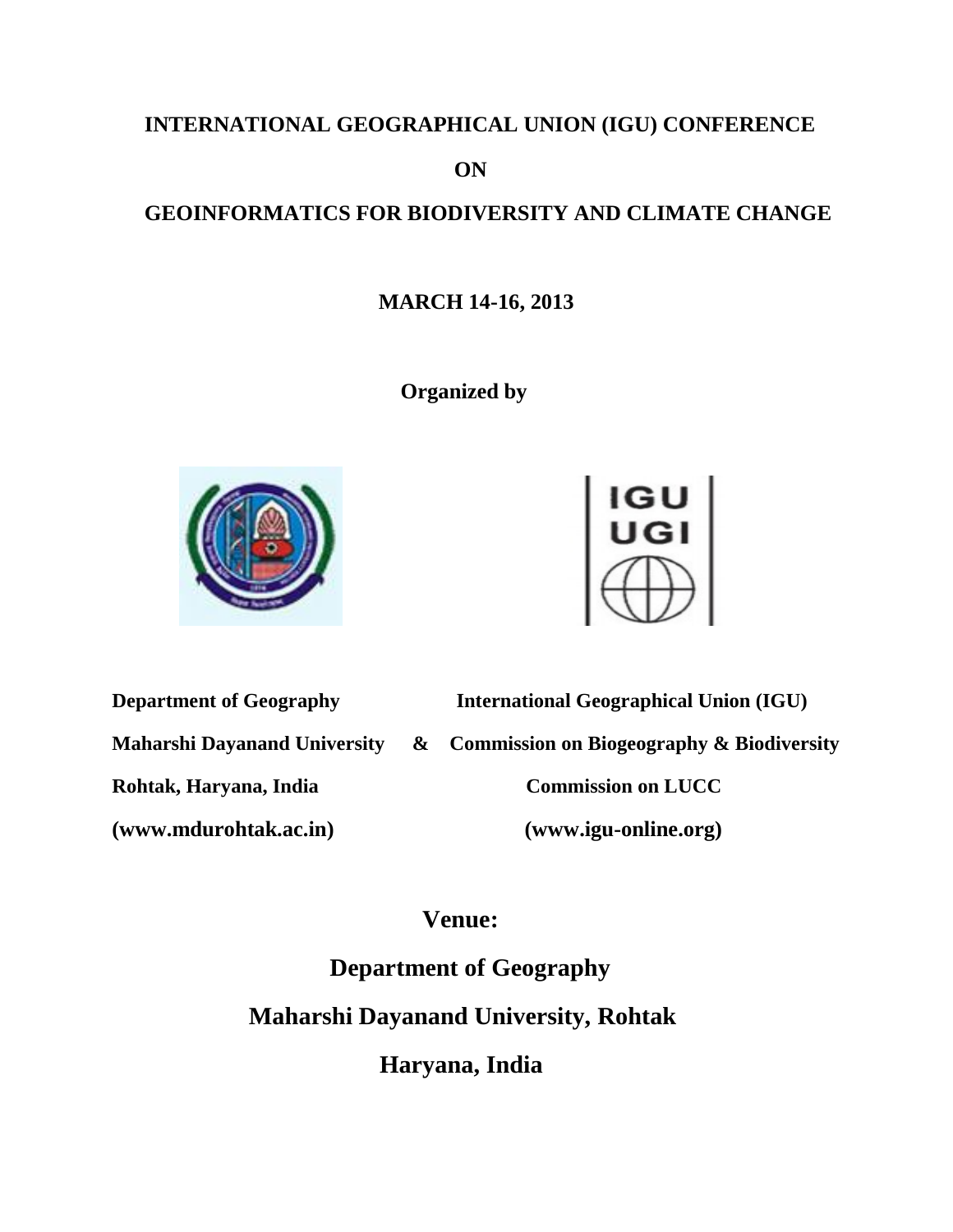# INTERNATIONAL GEOGRAPHICAL UNION (IGU) CONFERENCE

## ON

# GEOINFORMATICS FOR BIODIVERSITY AND CLIMATE CHANGE

**MARCH 14-16, 2013**

**Organized by**

**Department of Geography**
**Maharshi Dayanand University**
**Rohtak, Haryana, India**
**(www.mdurohtak.ac.in)**

**&**

**International Geographical Union (IGU)**
**Commission on Biogeography & Biodiversity**
**Commission on LUCC**
**(www.igu-online.org)**

## Venue:

## Department of Geography

## Maharshi Dayanand University, Rohtak

## Haryana, India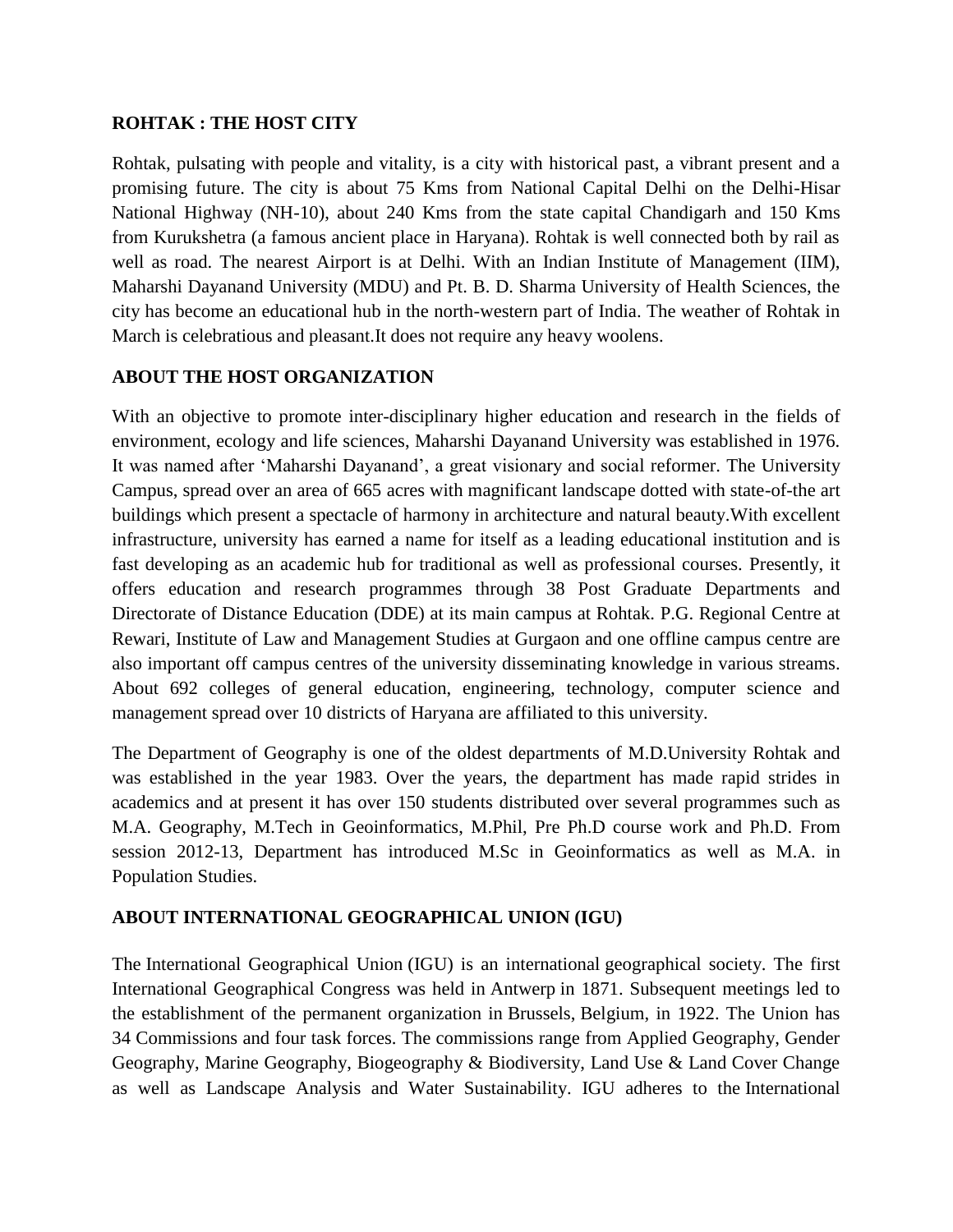**ROHTAK : THE HOST CITY**

Rohtak, pulsating with people and vitality, is a city with historical past, a vibrant present and a promising future. The city is about 75 Kms from National Capital Delhi on the Delhi-Hisar National Highway (NH-10), about 240 Kms from the state capital Chandigarh and 150 Kms from Kurukshetra (a famous ancient place in Haryana). Rohtak is well connected both by rail as well as road. The nearest Airport is at Delhi. With an Indian Institute of Management (IIM), Maharshi Dayanand University (MDU) and Pt. B. D. Sharma University of Health Sciences, the city has become an educational hub in the north-western part of India. The weather of Rohtak in March is celebratious and pleasant.It does not require any heavy woolens.

**ABOUT THE HOST ORGANIZATION**

With an objective to promote inter-disciplinary higher education and research in the fields of environment, ecology and life sciences, Maharshi Dayanand University was established in 1976. It was named after 'Maharshi Dayanand', a great visionary and social reformer. The University Campus, spread over an area of 665 acres with magnificant landscape dotted with state-of-the art buildings which present a spectacle of harmony in architecture and natural beauty.With excellent infrastructure, university has earned a name for itself as a leading educational institution and is fast developing as an academic hub for traditional as well as professional courses. Presently, it offers education and research programmes through 38 Post Graduate Departments and Directorate of Distance Education (DDE) at its main campus at Rohtak. P.G. Regional Centre at Rewari, Institute of Law and Management Studies at Gurgaon and one offline campus centre are also important off campus centres of the university disseminating knowledge in various streams. About 692 colleges of general education, engineering, technology, computer science and management spread over 10 districts of Haryana are affiliated to this university.

The Department of Geography is one of the oldest departments of M.D.University Rohtak and was established in the year 1983. Over the years, the department has made rapid strides in academics and at present it has over 150 students distributed over several programmes such as M.A. Geography, M.Tech in Geoinformatics, M.Phil, Pre Ph.D course work and Ph.D. From session 2012-13, Department has introduced M.Sc in Geoinformatics as well as M.A. in Population Studies.

**ABOUT INTERNATIONAL GEOGRAPHICAL UNION (IGU)**

The International Geographical Union (IGU) is an international geographical society. The first International Geographical Congress was held in Antwerp in 1871. Subsequent meetings led to the establishment of the permanent organization in Brussels, Belgium, in 1922. The Union has 34 Commissions and four task forces. The commissions range from Applied Geography, Gender Geography, Marine Geography, Biogeography & Biodiversity, Land Use & Land Cover Change as well as Landscape Analysis and Water Sustainability. IGU adheres to the International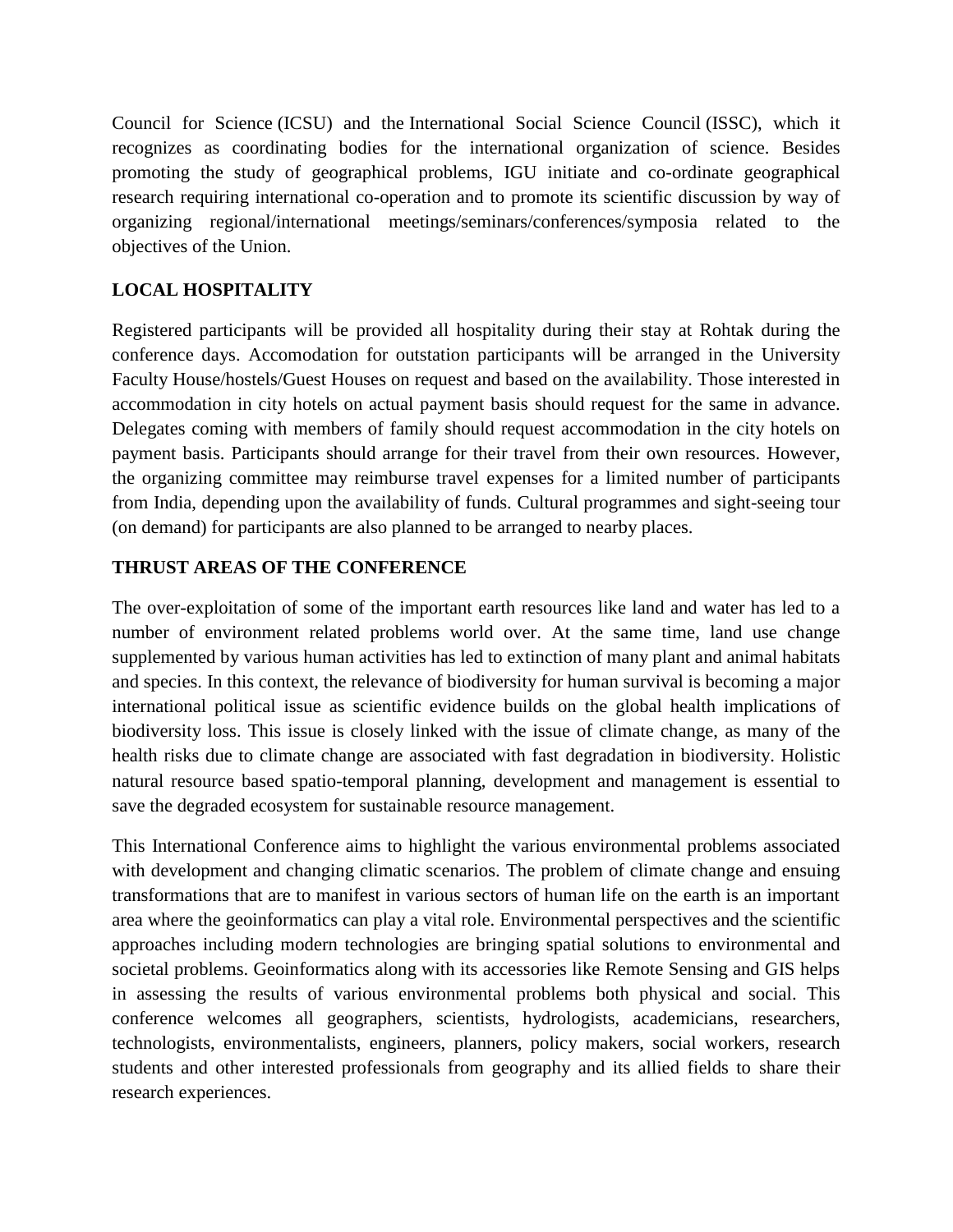Council for Science (ICSU) and the International Social Science Council (ISSC), which it recognizes as coordinating bodies for the international organization of science. Besides promoting the study of geographical problems, IGU initiate and co-ordinate geographical research requiring international co-operation and to promote its scientific discussion by way of organizing regional/international meetings/seminars/conferences/symposia related to the objectives of the Union.

## LOCAL HOSPITALITY

Registered participants will be provided all hospitality during their stay at Rohtak during the conference days. Accomodation for outstation participants will be arranged in the University Faculty House/hostels/Guest Houses on request and based on the availability. Those interested in accommodation in city hotels on actual payment basis should request for the same in advance. Delegates coming with members of family should request accommodation in the city hotels on payment basis. Participants should arrange for their travel from their own resources. However, the organizing committee may reimburse travel expenses for a limited number of participants from India, depending upon the availability of funds. Cultural programmes and sight-seeing tour (on demand) for participants are also planned to be arranged to nearby places.

## THRUST AREAS OF THE CONFERENCE

The over-exploitation of some of the important earth resources like land and water has led to a number of environment related problems world over. At the same time, land use change supplemented by various human activities has led to extinction of many plant and animal habitats and species. In this context, the relevance of biodiversity for human survival is becoming a major international political issue as scientific evidence builds on the global health implications of biodiversity loss. This issue is closely linked with the issue of climate change, as many of the health risks due to climate change are associated with fast degradation in biodiversity. Holistic natural resource based spatio-temporal planning, development and management is essential to save the degraded ecosystem for sustainable resource management.

This International Conference aims to highlight the various environmental problems associated with development and changing climatic scenarios. The problem of climate change and ensuing transformations that are to manifest in various sectors of human life on the earth is an important area where the geoinformatics can play a vital role. Environmental perspectives and the scientific approaches including modern technologies are bringing spatial solutions to environmental and societal problems. Geoinformatics along with its accessories like Remote Sensing and GIS helps in assessing the results of various environmental problems both physical and social. This conference welcomes all geographers, scientists, hydrologists, academicians, researchers, technologists, environmentalists, engineers, planners, policy makers, social workers, research students and other interested professionals from geography and its allied fields to share their research experiences.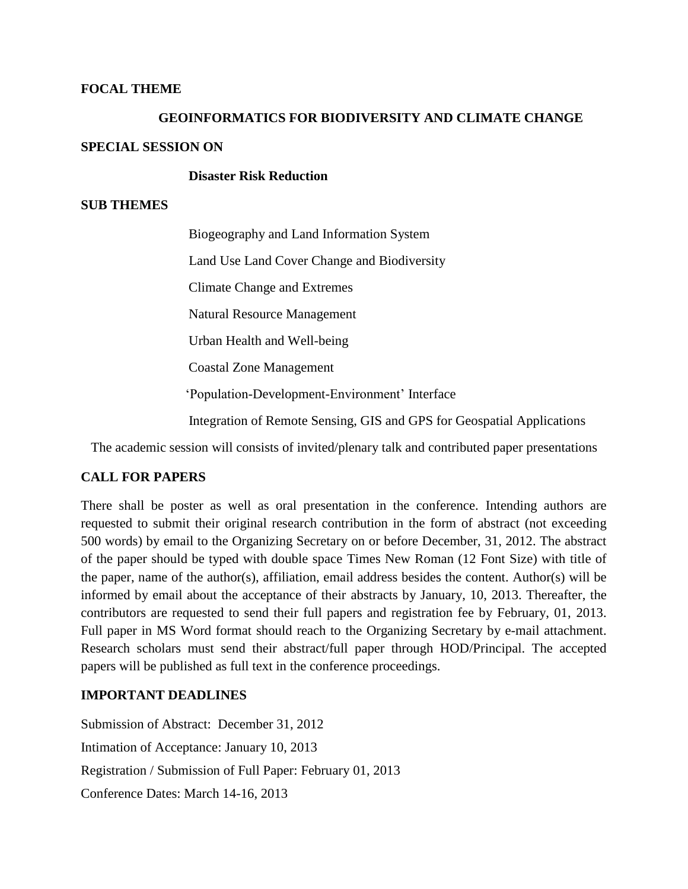## FOCAL THEME

### GEOINFORMATICS FOR BIODIVERSITY AND CLIMATE CHANGE

## SPECIAL SESSION ON

**Disaster Risk Reduction**

## SUB THEMES

Biogeography and Land Information System

Land Use Land Cover Change and Biodiversity

Climate Change and Extremes

Natural Resource Management

Urban Health and Well-being

Coastal Zone Management

'Population-Development-Environment' Interface

Integration of Remote Sensing, GIS and GPS for Geospatial Applications

The academic session will consists of invited/plenary talk and contributed paper presentations

## CALL FOR PAPERS

There shall be poster as well as oral presentation in the conference. Intending authors are requested to submit their original research contribution in the form of abstract (not exceeding 500 words) by email to the Organizing Secretary on or before December, 31, 2012. The abstract of the paper should be typed with double space Times New Roman (12 Font Size) with title of the paper, name of the author(s), affiliation, email address besides the content. Author(s) will be informed by email about the acceptance of their abstracts by January, 10, 2013. Thereafter, the contributors are requested to send their full papers and registration fee by February, 01, 2013. Full paper in MS Word format should reach to the Organizing Secretary by e-mail attachment. Research scholars must send their abstract/full paper through HOD/Principal. The accepted papers will be published as full text in the conference proceedings.

## IMPORTANT DEADLINES

Submission of Abstract: December 31, 2012

Intimation of Acceptance: January 10, 2013

Registration / Submission of Full Paper: February 01, 2013

Conference Dates: March 14-16, 2013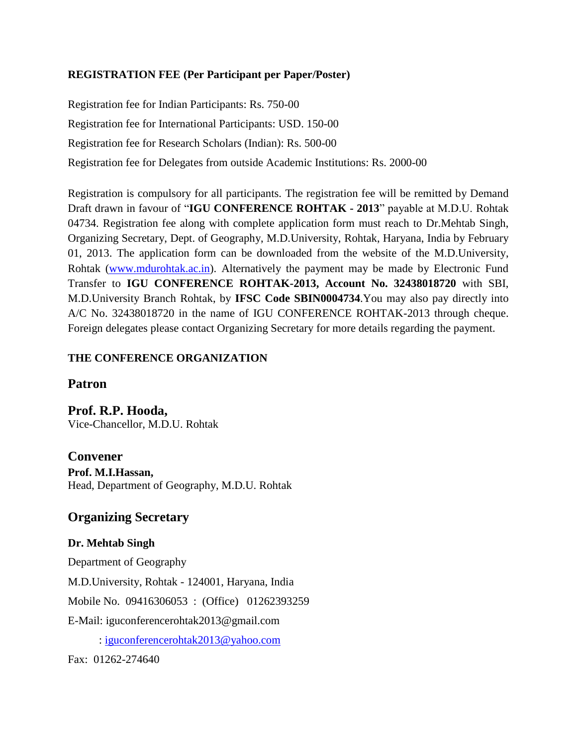**REGISTRATION FEE (Per Participant per Paper/Poster)**

Registration fee for Indian Participants: Rs. 750-00

Registration fee for International Participants: USD. 150-00

Registration fee for Research Scholars (Indian): Rs. 500-00

Registration fee for Delegates from outside Academic Institutions: Rs. 2000-00

Registration is compulsory for all participants. The registration fee will be remitted by Demand Draft drawn in favour of "**IGU CONFERENCE ROHTAK - 2013**" payable at M.D.U. Rohtak 04734. Registration fee along with complete application form must reach to Dr.Mehtab Singh, Organizing Secretary, Dept. of Geography, M.D.University, Rohtak, Haryana, India by February 01, 2013. The application form can be downloaded from the website of the M.D.University, Rohtak ([www.mdurohtak.ac.in](www.mdurohtak.ac.in)). Alternatively the payment may be made by Electronic Fund Transfer to **IGU CONFERENCE ROHTAK-2013, Account No. 32438018720** with SBI, M.D.University Branch Rohtak, by **IFSC Code SBIN0004734**.You may also pay directly into A/C No. 32438018720 in the name of IGU CONFERENCE ROHTAK-2013 through cheque. Foreign delegates please contact Organizing Secretary for more details regarding the payment.

**THE CONFERENCE ORGANIZATION**

## Patron

## Prof. R.P. Hooda,

Vice-Chancellor, M.D.U. Rohtak

## Convener

**Prof. M.I.Hassan,**
Head, Department of Geography, M.D.U. Rohtak

## Organizing Secretary

**Dr. Mehtab Singh**

Department of Geography

M.D.University, Rohtak - 124001, Haryana, India

Mobile No. 09416306053 : (Office) 01262393259

E-Mail: iguconferencerohtak2013@gmail.com

: iguconferencerohtak2013@yahoo.com

Fax: 01262-274640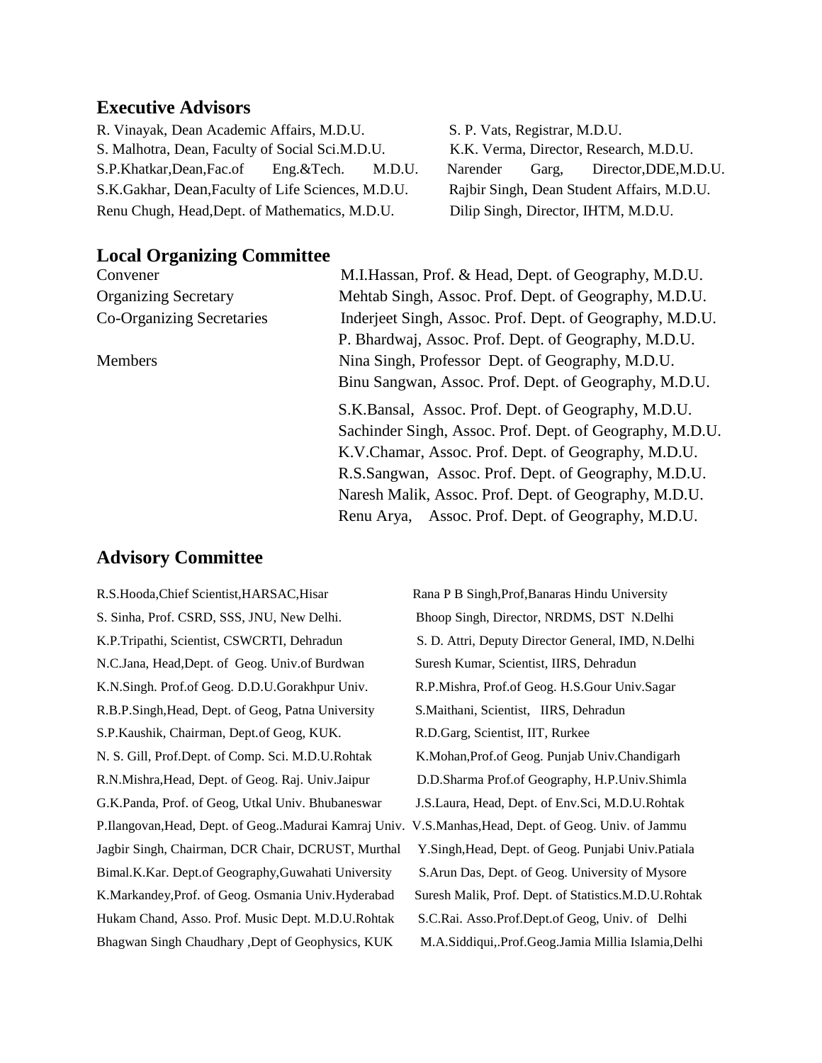## Executive Advisors

R. Vinayak, Dean Academic Affairs, M.D.U.

S. P. Vats, Registrar, M.D.U.

S. Malhotra, Dean, Faculty of Social Sci.M.D.U.

K.K. Verma, Director, Research, M.D.U.

S.P.Khatkar,Dean,Fac.of Eng.&Tech. M.D.U.

Narender Garg, Director,DDE,M.D.U.

S.K.Gakhar, Dean,Faculty of Life Sciences, M.D.U.

Rajbir Singh, Dean Student Affairs, M.D.U.

Renu Chugh, Head,Dept. of Mathematics, M.D.U.

Dilip Singh, Director, IHTM, M.D.U.

## Local Organizing Committee

| | |
|---|---|
| Convener | M.I.Hassan, Prof. & Head, Dept. of Geography, M.D.U. |
| Organizing Secretary | Mehtab Singh, Assoc. Prof. Dept. of Geography, M.D.U. |
| Co-Organizing Secretaries | Inderjeet Singh, Assoc. Prof. Dept. of Geography, M.D.U. |
| | P. Bhardwaj, Assoc. Prof. Dept. of Geography, M.D.U. |
| Members | Nina Singh, Professor Dept. of Geography, M.D.U. |
| | Binu Sangwan, Assoc. Prof. Dept. of Geography, M.D.U. |
| | S.K.Bansal, Assoc. Prof. Dept. of Geography, M.D.U. |
| | Sachinder Singh, Assoc. Prof. Dept. of Geography, M.D.U. |
| | K.V.Chamar, Assoc. Prof. Dept. of Geography, M.D.U. |
| | R.S.Sangwan, Assoc. Prof. Dept. of Geography, M.D.U. |
| | Naresh Malik, Assoc. Prof. Dept. of Geography, M.D.U. |
| | Renu Arya, Assoc. Prof. Dept. of Geography, M.D.U. |

## Advisory Committee

R.S.Hooda,Chief Scientist,HARSAC,Hisar

Rana P B Singh,Prof,Banaras Hindu University

S. Sinha, Prof. CSRD, SSS, JNU, New Delhi.

Bhoop Singh, Director, NRDMS, DST N.Delhi

K.P.Tripathi, Scientist, CSWCRTI, Dehradun

S. D. Attri, Deputy Director General, IMD, N.Delhi

N.C.Jana, Head,Dept. of Geog. Univ.of Burdwan

Suresh Kumar, Scientist, IIRS, Dehradun

K.N.Singh. Prof.of Geog. D.D.U.Gorakhpur Univ.

R.P.Mishra, Prof.of Geog. H.S.Gour Univ.Sagar

R.B.P.Singh,Head, Dept. of Geog, Patna University

S.Maithani, Scientist, IIRS, Dehradun

S.P.Kaushik, Chairman, Dept.of Geog, KUK.

R.D.Garg, Scientist, IIT, Rurkee

N. S. Gill, Prof.Dept. of Comp. Sci. M.D.U.Rohtak

K.Mohan,Prof.of Geog. Punjab Univ.Chandigarh

R.N.Mishra,Head, Dept. of Geog. Raj. Univ.Jaipur

D.D.Sharma Prof.of Geography, H.P.Univ.Shimla

G.K.Panda, Prof. of Geog, Utkal Univ. Bhubaneswar

J.S.Laura, Head, Dept. of Env.Sci, M.D.U.Rohtak

P.Ilangovan,Head, Dept. of Geog..Madurai Kamraj Univ.

V.S.Manhas,Head, Dept. of Geog. Univ. of Jammu

Jagbir Singh, Chairman, DCR Chair, DCRUST, Murthal

Y.Singh,Head, Dept. of Geog. Punjabi Univ.Patiala

Bimal.K.Kar. Dept.of Geography,Guwahati University

S.Arun Das, Dept. of Geog. University of Mysore

K.Markandey,Prof. of Geog. Osmania Univ.Hyderabad

Suresh Malik, Prof. Dept. of Statistics.M.D.U.Rohtak

Hukam Chand, Asso. Prof. Music Dept. M.D.U.Rohtak

S.C.Rai. Asso.Prof.Dept.of Geog, Univ. of Delhi

Bhagwan Singh Chaudhary ,Dept of Geophysics, KUK

M.A.Siddiqui,.Prof.Geog.Jamia Millia Islamia,Delhi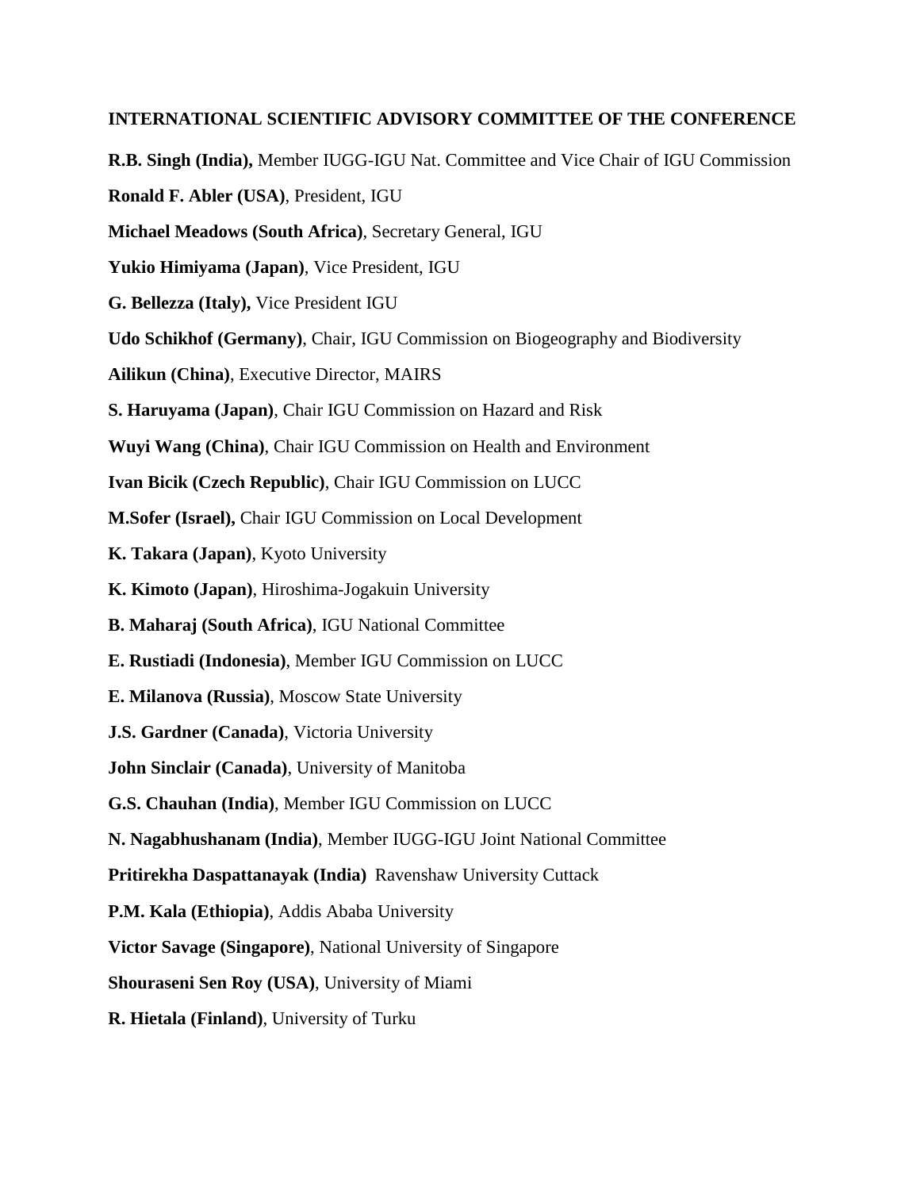**INTERNATIONAL SCIENTIFIC ADVISORY COMMITTEE OF THE CONFERENCE**

**R.B. Singh (India),** Member IUGG-IGU Nat. Committee and Vice Chair of IGU Commission

**Ronald F. Abler (USA)**, President, IGU

**Michael Meadows (South Africa)**, Secretary General, IGU

**Yukio Himiyama (Japan)**, Vice President, IGU

**G. Bellezza (Italy),** Vice President IGU

**Udo Schikhof (Germany)**, Chair, IGU Commission on Biogeography and Biodiversity

**Ailikun (China)**, Executive Director, MAIRS

**S. Haruyama (Japan)**, Chair IGU Commission on Hazard and Risk

**Wuyi Wang (China)**, Chair IGU Commission on Health and Environment

**Ivan Bicik (Czech Republic)**, Chair IGU Commission on LUCC

**M.Sofer (Israel),** Chair IGU Commission on Local Development

**K. Takara (Japan)**, Kyoto University

**K. Kimoto (Japan)**, Hiroshima-Jogakuin University

**B. Maharaj (South Africa)**, IGU National Committee

**E. Rustiadi (Indonesia)**, Member IGU Commission on LUCC

**E. Milanova (Russia)**, Moscow State University

**J.S. Gardner (Canada)**, Victoria University

**John Sinclair (Canada)**, University of Manitoba

**G.S. Chauhan (India)**, Member IGU Commission on LUCC

**N. Nagabhushanam (India)**, Member IUGG-IGU Joint National Committee

**Pritirekha Daspattanayak (India)** Ravenshaw University Cuttack

**P.M. Kala (Ethiopia)**, Addis Ababa University

**Victor Savage (Singapore)**, National University of Singapore

**Shouraseni Sen Roy (USA)**, University of Miami

**R. Hietala (Finland)**, University of Turku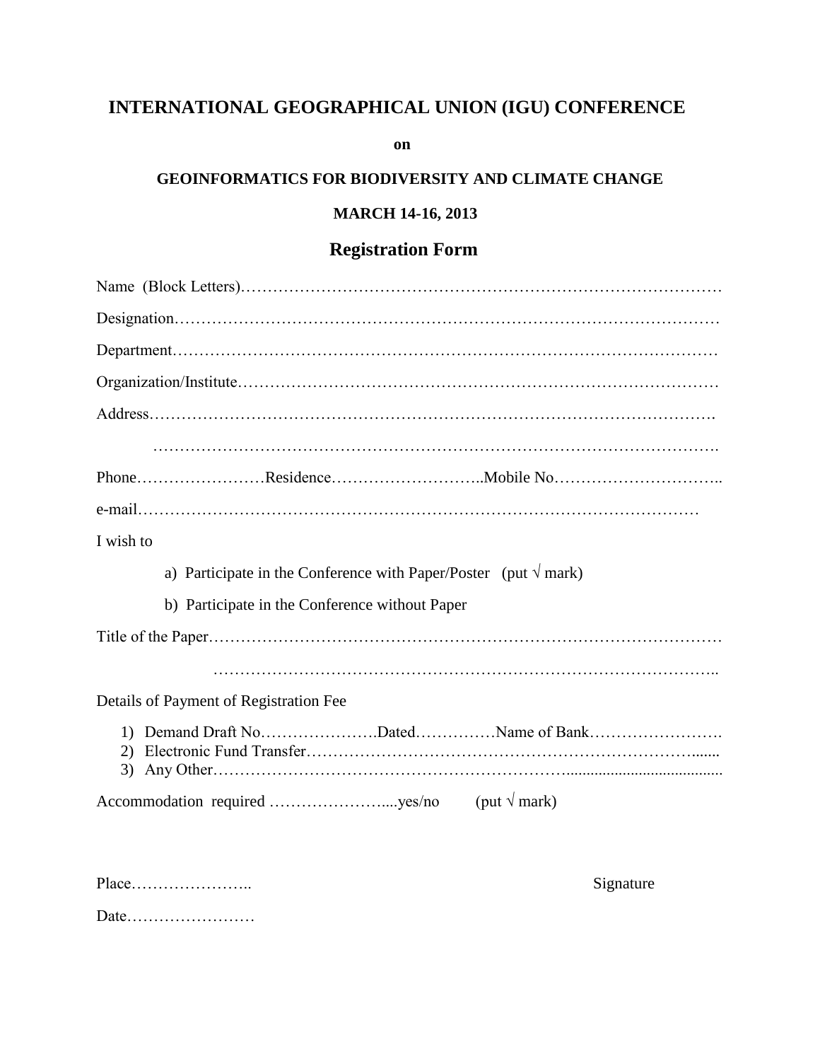# INTERNATIONAL GEOGRAPHICAL UNION (IGU) CONFERENCE

**on**

**GEOINFORMATICS FOR BIODIVERSITY AND CLIMATE CHANGE**

**MARCH 14-16, 2013**

## Registration Form

Name (Block Letters)……………………………………………………………………………

Designation………………………………………………………………………………………

Department………………………………………………………………………………………

Organization/Institute……………………………………………………………………………

Address……………………………………………………………………………………………

……………………………………………………………………………………………

Phone……………………Residence………………………..Mobile No…………………………..

e-mail……………………………………………………………………………………………

I wish to

a) Participate in the Conference with Paper/Poster (put √ mark)

b) Participate in the Conference without Paper

Title of the Paper…………………………………………………………………………………

……………………………………………………………………………………..

Details of Payment of Registration Fee

1) Demand Draft No………………….Dated……………Name of Bank…………………….
2) Electronic Fund Transfer…………………………………………………………….......
3) Any Other…………………………………………………………......................................

Accommodation required ………………….....yes/no (put √ mark)

Place…………………..

Signature

Date……………………